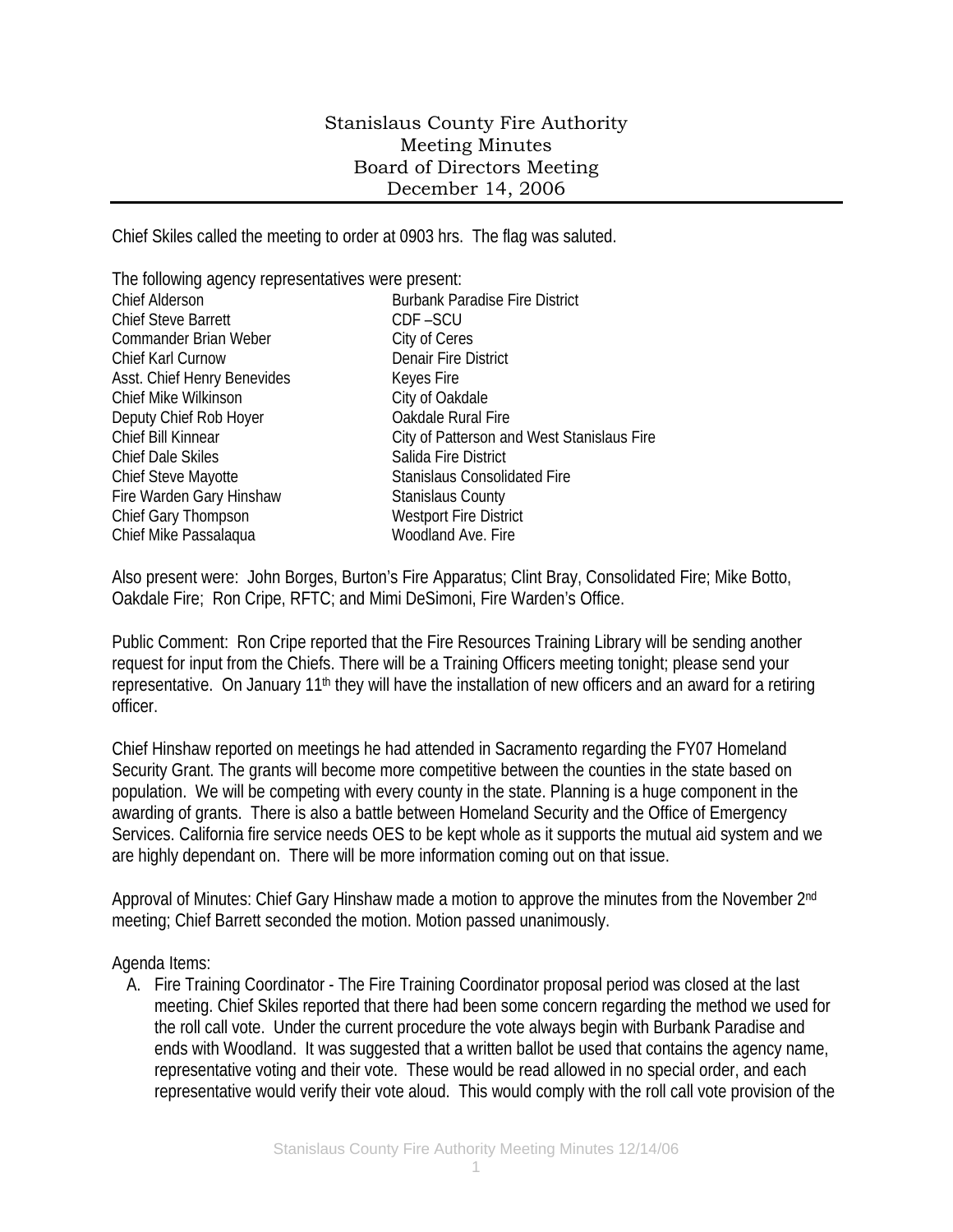# Stanislaus County Fire Authority
## Meeting Minutes
## Board of Directors Meeting
## December 14, 2006

Chief Skiles called the meeting to order at 0903 hrs. The flag was saluted.

The following agency representatives were present:

| | |
|---|---|
| Chief Alderson | Burbank Paradise Fire District |
| Chief Steve Barrett | CDF –SCU |
| Commander Brian Weber | City of Ceres |
| Chief Karl Curnow | Denair Fire District |
| Asst. Chief Henry Benevides | Keyes Fire |
| Chief Mike Wilkinson | City of Oakdale |
| Deputy Chief Rob Hoyer | Oakdale Rural Fire |
| Chief Bill Kinnear | City of Patterson and West Stanislaus Fire |
| Chief Dale Skiles | Salida Fire District |
| Chief Steve Mayotte | Stanislaus Consolidated Fire |
| Fire Warden Gary Hinshaw | Stanislaus County |
| Chief Gary Thompson | Westport Fire District |
| Chief Mike Passalaqua | Woodland Ave. Fire |

Also present were: John Borges, Burton's Fire Apparatus; Clint Bray, Consolidated Fire; Mike Botto, Oakdale Fire; Ron Cripe, RFTC; and Mimi DeSimoni, Fire Warden's Office.

Public Comment: Ron Cripe reported that the Fire Resources Training Library will be sending another request for input from the Chiefs. There will be a Training Officers meeting tonight; please send your representative. On January 11th they will have the installation of new officers and an award for a retiring officer.

Chief Hinshaw reported on meetings he had attended in Sacramento regarding the FY07 Homeland Security Grant. The grants will become more competitive between the counties in the state based on population. We will be competing with every county in the state. Planning is a huge component in the awarding of grants. There is also a battle between Homeland Security and the Office of Emergency Services. California fire service needs OES to be kept whole as it supports the mutual aid system and we are highly dependant on. There will be more information coming out on that issue.

Approval of Minutes: Chief Gary Hinshaw made a motion to approve the minutes from the November 2nd meeting; Chief Barrett seconded the motion. Motion passed unanimously.

Agenda Items:

A. Fire Training Coordinator - The Fire Training Coordinator proposal period was closed at the last meeting. Chief Skiles reported that there had been some concern regarding the method we used for the roll call vote. Under the current procedure the vote always begin with Burbank Paradise and ends with Woodland. It was suggested that a written ballot be used that contains the agency name, representative voting and their vote. These would be read allowed in no special order, and each representative would verify their vote aloud. This would comply with the roll call vote provision of the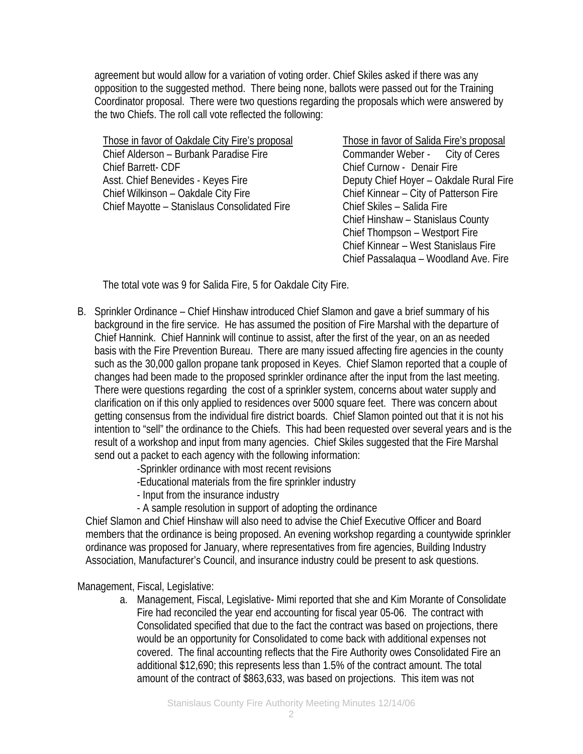agreement but would allow for a variation of voting order. Chief Skiles asked if there was any opposition to the suggested method. There being none, ballots were passed out for the Training Coordinator proposal. There were two questions regarding the proposals which were answered by the two Chiefs. The roll call vote reflected the following:

| Those in favor of Oakdale City Fire's proposal | Those in favor of Salida Fire's proposal |
|---|---|
| Chief Alderson – Burbank Paradise Fire | Commander Weber - City of Ceres |
| Chief Barrett- CDF | Chief Curnow - Denair Fire |
| Asst. Chief Benevides - Keyes Fire | Deputy Chief Hoyer – Oakdale Rural Fire |
| Chief Wilkinson – Oakdale City Fire | Chief Kinnear – City of Patterson Fire |
| Chief Mayotte – Stanislaus Consolidated Fire | Chief Skiles – Salida Fire |
| | Chief Hinshaw – Stanislaus County |
| | Chief Thompson – Westport Fire |
| | Chief Kinnear – West Stanislaus Fire |
| | Chief Passalaqua – Woodland Ave. Fire |

The total vote was 9 for Salida Fire, 5 for Oakdale City Fire.

B. Sprinkler Ordinance – Chief Hinshaw introduced Chief Slamon and gave a brief summary of his background in the fire service. He has assumed the position of Fire Marshal with the departure of Chief Hannink. Chief Hannink will continue to assist, after the first of the year, on an as needed basis with the Fire Prevention Bureau. There are many issued affecting fire agencies in the county such as the 30,000 gallon propane tank proposed in Keyes. Chief Slamon reported that a couple of changes had been made to the proposed sprinkler ordinance after the input from the last meeting. There were questions regarding the cost of a sprinkler system, concerns about water supply and clarification on if this only applied to residences over 5000 square feet. There was concern about getting consensus from the individual fire district boards. Chief Slamon pointed out that it is not his intention to "sell" the ordinance to the Chiefs. This had been requested over several years and is the result of a workshop and input from many agencies. Chief Skiles suggested that the Fire Marshal send out a packet to each agency with the following information:
   - Sprinkler ordinance with most recent revisions
   - Educational materials from the fire sprinkler industry
   - Input from the insurance industry
   - A sample resolution in support of adopting the ordinance

Chief Slamon and Chief Hinshaw will also need to advise the Chief Executive Officer and Board members that the ordinance is being proposed. An evening workshop regarding a countywide sprinkler ordinance was proposed for January, where representatives from fire agencies, Building Industry Association, Manufacturer's Council, and insurance industry could be present to ask questions.

Management, Fiscal, Legislative:

a. Management, Fiscal, Legislative- Mimi reported that she and Kim Morante of Consolidate Fire had reconciled the year end accounting for fiscal year 05-06. The contract with Consolidated specified that due to the fact the contract was based on projections, there would be an opportunity for Consolidated to come back with additional expenses not covered. The final accounting reflects that the Fire Authority owes Consolidated Fire an additional $12,690; this represents less than 1.5% of the contract amount. The total amount of the contract of $863,633, was based on projections. This item was not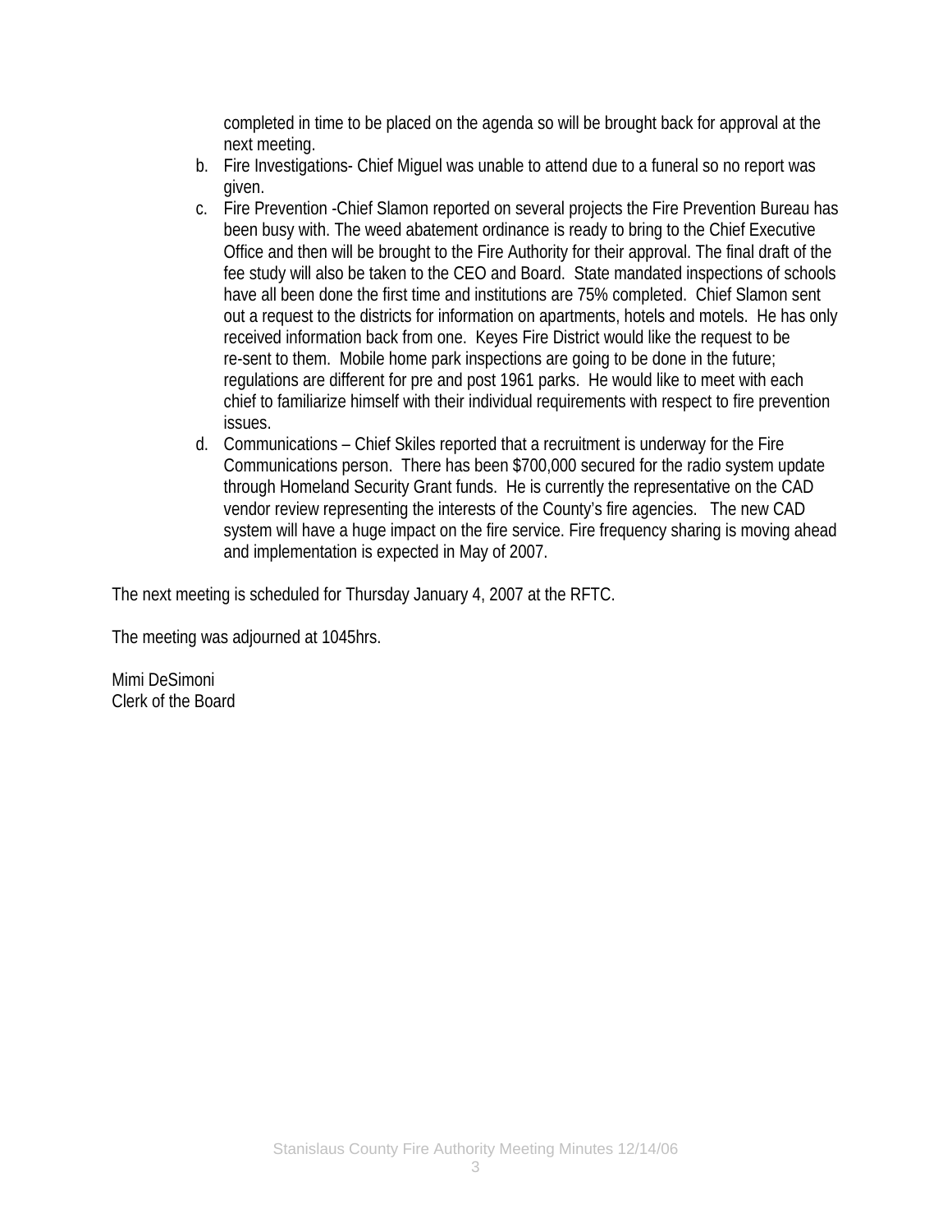completed in time to be placed on the agenda so will be brought back for approval at the next meeting.

b. Fire Investigations- Chief Miguel was unable to attend due to a funeral so no report was given.
c. Fire Prevention -Chief Slamon reported on several projects the Fire Prevention Bureau has been busy with. The weed abatement ordinance is ready to bring to the Chief Executive Office and then will be brought to the Fire Authority for their approval. The final draft of the fee study will also be taken to the CEO and Board. State mandated inspections of schools have all been done the first time and institutions are 75% completed. Chief Slamon sent out a request to the districts for information on apartments, hotels and motels. He has only received information back from one. Keyes Fire District would like the request to be re-sent to them. Mobile home park inspections are going to be done in the future; regulations are different for pre and post 1961 parks. He would like to meet with each chief to familiarize himself with their individual requirements with respect to fire prevention issues.
d. Communications – Chief Skiles reported that a recruitment is underway for the Fire Communications person. There has been $700,000 secured for the radio system update through Homeland Security Grant funds. He is currently the representative on the CAD vendor review representing the interests of the County's fire agencies. The new CAD system will have a huge impact on the fire service. Fire frequency sharing is moving ahead and implementation is expected in May of 2007.

The next meeting is scheduled for Thursday January 4, 2007 at the RFTC.

The meeting was adjourned at 1045hrs.

Mimi DeSimoni
Clerk of the Board